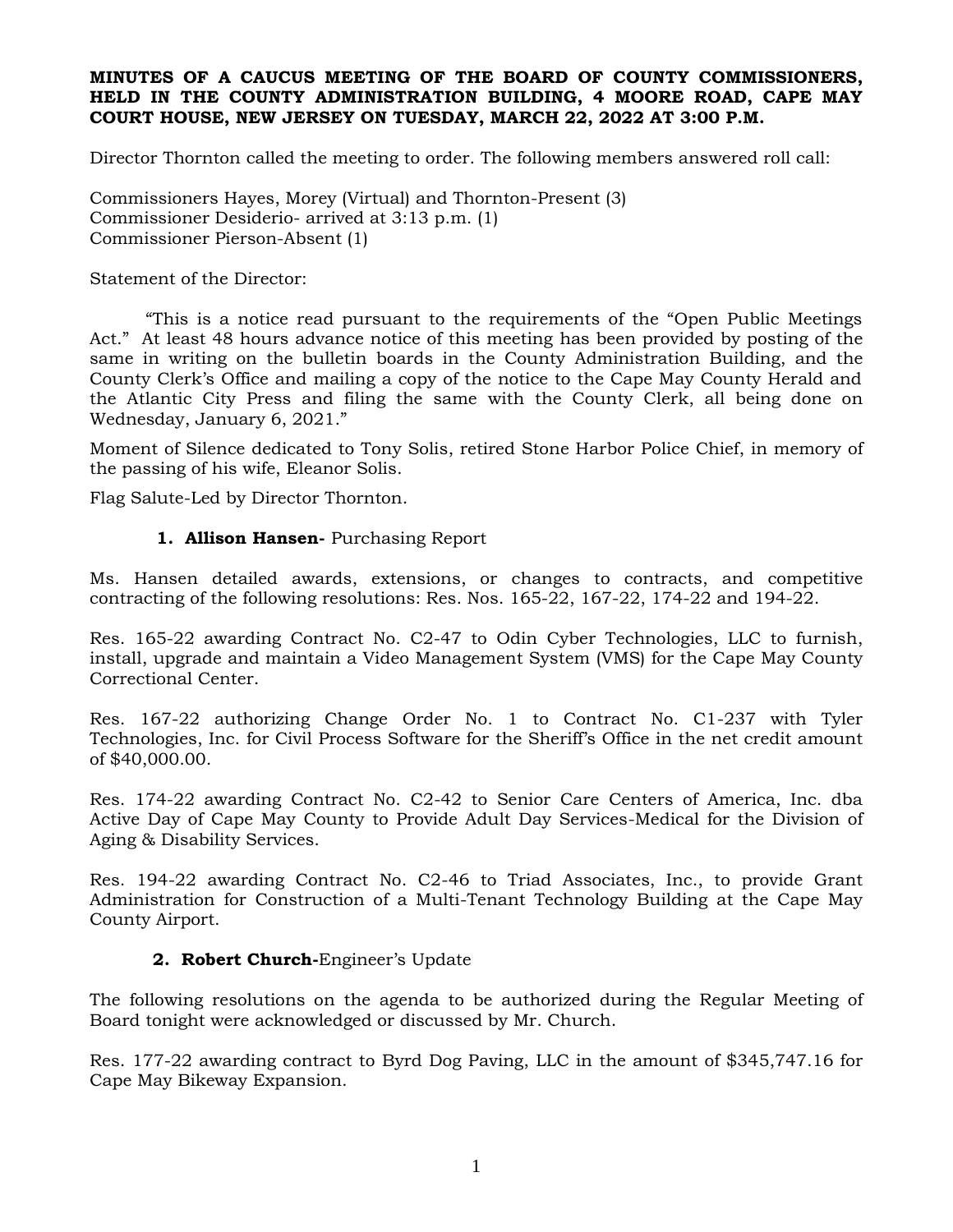**MINUTES OF A CAUCUS MEETING OF THE BOARD OF COUNTY COMMISSIONERS, HELD IN THE COUNTY ADMINISTRATION BUILDING, 4 MOORE ROAD, CAPE MAY COURT HOUSE, NEW JERSEY ON TUESDAY, MARCH 22, 2022 AT 3:00 P.M.**

Director Thornton called the meeting to order. The following members answered roll call:

Commissioners Hayes, Morey (Virtual) and Thornton-Present (3)
Commissioner Desiderio- arrived at 3:13 p.m. (1)
Commissioner Pierson-Absent (1)

Statement of the Director:

"This is a notice read pursuant to the requirements of the "Open Public Meetings Act." At least 48 hours advance notice of this meeting has been provided by posting of the same in writing on the bulletin boards in the County Administration Building, and the County Clerk's Office and mailing a copy of the notice to the Cape May County Herald and the Atlantic City Press and filing the same with the County Clerk, all being done on Wednesday, January 6, 2021."

Moment of Silence dedicated to Tony Solis, retired Stone Harbor Police Chief, in memory of the passing of his wife, Eleanor Solis.

Flag Salute-Led by Director Thornton.

1. **Allison Hansen-** Purchasing Report

Ms. Hansen detailed awards, extensions, or changes to contracts, and competitive contracting of the following resolutions: Res. Nos. 165-22, 167-22, 174-22 and 194-22.

Res. 165-22 awarding Contract No. C2-47 to Odin Cyber Technologies, LLC to furnish, install, upgrade and maintain a Video Management System (VMS) for the Cape May County Correctional Center.

Res. 167-22 authorizing Change Order No. 1 to Contract No. C1-237 with Tyler Technologies, Inc. for Civil Process Software for the Sheriff's Office in the net credit amount of $40,000.00.

Res. 174-22 awarding Contract No. C2-42 to Senior Care Centers of America, Inc. dba Active Day of Cape May County to Provide Adult Day Services-Medical for the Division of Aging & Disability Services.

Res. 194-22 awarding Contract No. C2-46 to Triad Associates, Inc., to provide Grant Administration for Construction of a Multi-Tenant Technology Building at the Cape May County Airport.

2. **Robert Church-**Engineer's Update

The following resolutions on the agenda to be authorized during the Regular Meeting of Board tonight were acknowledged or discussed by Mr. Church.

Res. 177-22 awarding contract to Byrd Dog Paving, LLC in the amount of $345,747.16 for Cape May Bikeway Expansion.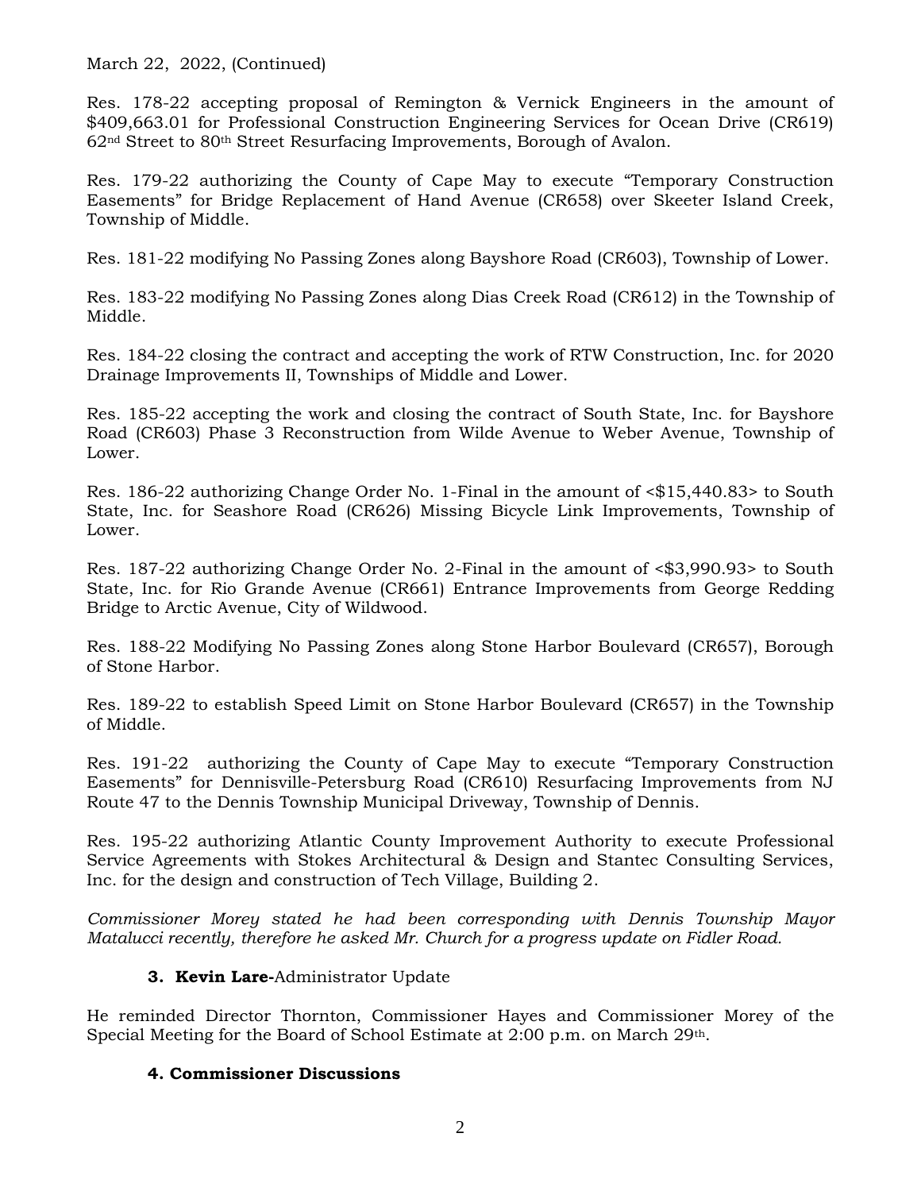March 22, 2022, (Continued)

Res. 178-22 accepting proposal of Remington & Vernick Engineers in the amount of $409,663.01 for Professional Construction Engineering Services for Ocean Drive (CR619) 62nd Street to 80th Street Resurfacing Improvements, Borough of Avalon.

Res. 179-22 authorizing the County of Cape May to execute "Temporary Construction Easements" for Bridge Replacement of Hand Avenue (CR658) over Skeeter Island Creek, Township of Middle.

Res. 181-22 modifying No Passing Zones along Bayshore Road (CR603), Township of Lower.

Res. 183-22 modifying No Passing Zones along Dias Creek Road (CR612) in the Township of Middle.

Res. 184-22 closing the contract and accepting the work of RTW Construction, Inc. for 2020 Drainage Improvements II, Townships of Middle and Lower.

Res. 185-22 accepting the work and closing the contract of South State, Inc. for Bayshore Road (CR603) Phase 3 Reconstruction from Wilde Avenue to Weber Avenue, Township of Lower.

Res. 186-22 authorizing Change Order No. 1-Final in the amount of <$15,440.83> to South State, Inc. for Seashore Road (CR626) Missing Bicycle Link Improvements, Township of Lower.

Res. 187-22 authorizing Change Order No. 2-Final in the amount of <$3,990.93> to South State, Inc. for Rio Grande Avenue (CR661) Entrance Improvements from George Redding Bridge to Arctic Avenue, City of Wildwood.

Res. 188-22 Modifying No Passing Zones along Stone Harbor Boulevard (CR657), Borough of Stone Harbor.

Res. 189-22 to establish Speed Limit on Stone Harbor Boulevard (CR657) in the Township of Middle.

Res. 191-22 authorizing the County of Cape May to execute "Temporary Construction Easements" for Dennisville-Petersburg Road (CR610) Resurfacing Improvements from NJ Route 47 to the Dennis Township Municipal Driveway, Township of Dennis.

Res. 195-22 authorizing Atlantic County Improvement Authority to execute Professional Service Agreements with Stokes Architectural & Design and Stantec Consulting Services, Inc. for the design and construction of Tech Village, Building 2.

*Commissioner Morey stated he had been corresponding with Dennis Township Mayor Matalucci recently, therefore he asked Mr. Church for a progress update on Fidler Road.*

**3. Kevin Lare-**Administrator Update

He reminded Director Thornton, Commissioner Hayes and Commissioner Morey of the Special Meeting for the Board of School Estimate at 2:00 p.m. on March 29th.

**4. Commissioner Discussions**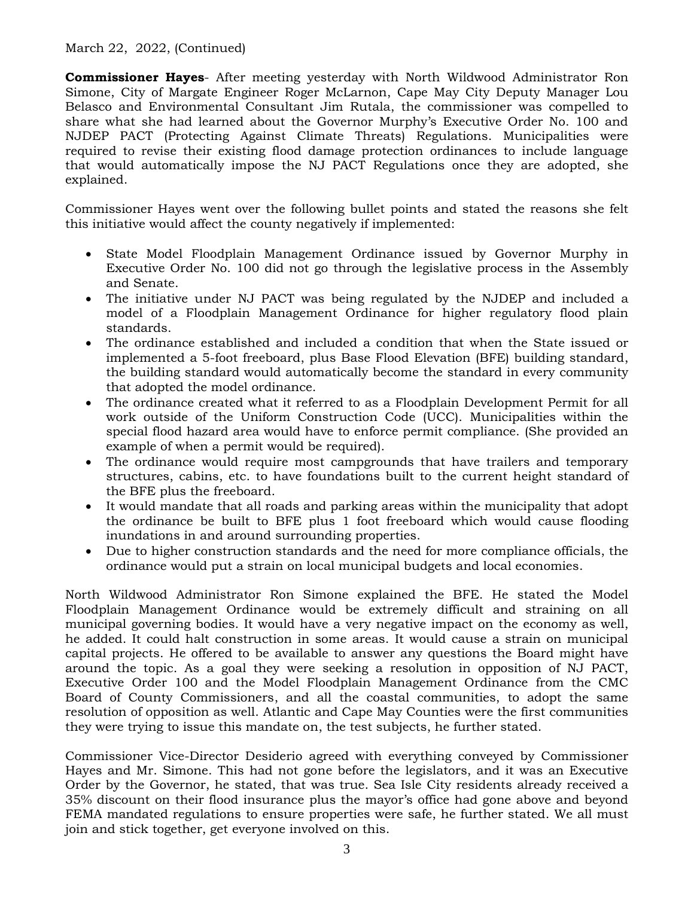March 22, 2022, (Continued)

**Commissioner Hayes**- After meeting yesterday with North Wildwood Administrator Ron Simone, City of Margate Engineer Roger McLarnon, Cape May City Deputy Manager Lou Belasco and Environmental Consultant Jim Rutala, the commissioner was compelled to share what she had learned about the Governor Murphy's Executive Order No. 100 and NJDEP PACT (Protecting Against Climate Threats) Regulations. Municipalities were required to revise their existing flood damage protection ordinances to include language that would automatically impose the NJ PACT Regulations once they are adopted, she explained.

Commissioner Hayes went over the following bullet points and stated the reasons she felt this initiative would affect the county negatively if implemented:

- State Model Floodplain Management Ordinance issued by Governor Murphy in Executive Order No. 100 did not go through the legislative process in the Assembly and Senate.
- The initiative under NJ PACT was being regulated by the NJDEP and included a model of a Floodplain Management Ordinance for higher regulatory flood plain standards.
- The ordinance established and included a condition that when the State issued or implemented a 5-foot freeboard, plus Base Flood Elevation (BFE) building standard, the building standard would automatically become the standard in every community that adopted the model ordinance.
- The ordinance created what it referred to as a Floodplain Development Permit for all work outside of the Uniform Construction Code (UCC). Municipalities within the special flood hazard area would have to enforce permit compliance. (She provided an example of when a permit would be required).
- The ordinance would require most campgrounds that have trailers and temporary structures, cabins, etc. to have foundations built to the current height standard of the BFE plus the freeboard.
- It would mandate that all roads and parking areas within the municipality that adopt the ordinance be built to BFE plus 1 foot freeboard which would cause flooding inundations in and around surrounding properties.
- Due to higher construction standards and the need for more compliance officials, the ordinance would put a strain on local municipal budgets and local economies.

North Wildwood Administrator Ron Simone explained the BFE. He stated the Model Floodplain Management Ordinance would be extremely difficult and straining on all municipal governing bodies. It would have a very negative impact on the economy as well, he added. It could halt construction in some areas. It would cause a strain on municipal capital projects. He offered to be available to answer any questions the Board might have around the topic. As a goal they were seeking a resolution in opposition of NJ PACT, Executive Order 100 and the Model Floodplain Management Ordinance from the CMC Board of County Commissioners, and all the coastal communities, to adopt the same resolution of opposition as well. Atlantic and Cape May Counties were the first communities they were trying to issue this mandate on, the test subjects, he further stated.

Commissioner Vice-Director Desiderio agreed with everything conveyed by Commissioner Hayes and Mr. Simone. This had not gone before the legislators, and it was an Executive Order by the Governor, he stated, that was true. Sea Isle City residents already received a 35% discount on their flood insurance plus the mayor's office had gone above and beyond FEMA mandated regulations to ensure properties were safe, he further stated. We all must join and stick together, get everyone involved on this.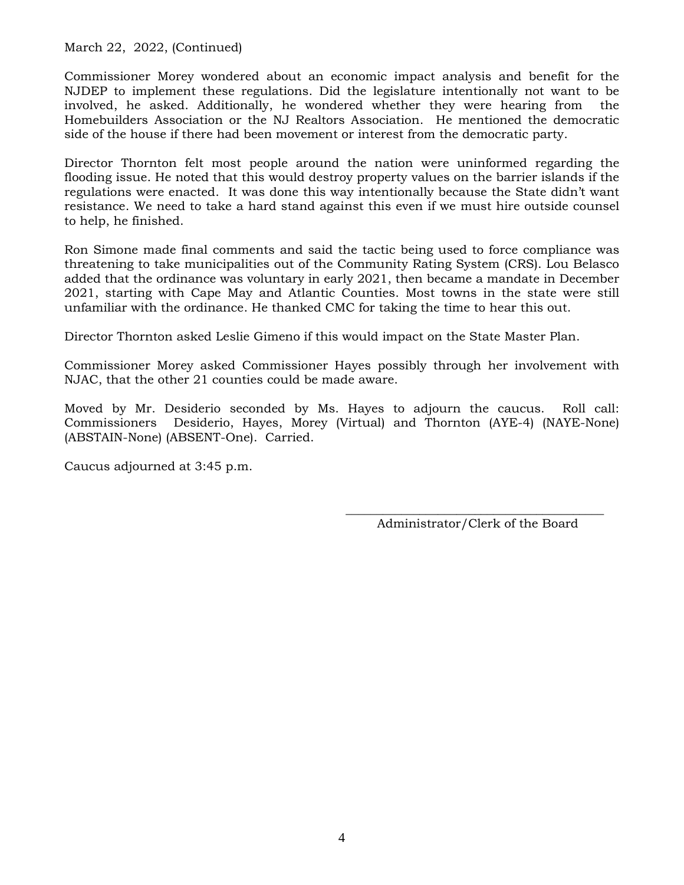March 22, 2022, (Continued)

Commissioner Morey wondered about an economic impact analysis and benefit for the NJDEP to implement these regulations. Did the legislature intentionally not want to be involved, he asked. Additionally, he wondered whether they were hearing from the Homebuilders Association or the NJ Realtors Association. He mentioned the democratic side of the house if there had been movement or interest from the democratic party.

Director Thornton felt most people around the nation were uninformed regarding the flooding issue. He noted that this would destroy property values on the barrier islands if the regulations were enacted. It was done this way intentionally because the State didn't want resistance. We need to take a hard stand against this even if we must hire outside counsel to help, he finished.

Ron Simone made final comments and said the tactic being used to force compliance was threatening to take municipalities out of the Community Rating System (CRS). Lou Belasco added that the ordinance was voluntary in early 2021, then became a mandate in December 2021, starting with Cape May and Atlantic Counties. Most towns in the state were still unfamiliar with the ordinance. He thanked CMC for taking the time to hear this out.

Director Thornton asked Leslie Gimeno if this would impact on the State Master Plan.

Commissioner Morey asked Commissioner Hayes possibly through her involvement with NJAC, that the other 21 counties could be made aware.

Moved by Mr. Desiderio seconded by Ms. Hayes to adjourn the caucus. Roll call: Commissioners Desiderio, Hayes, Morey (Virtual) and Thornton (AYE-4) (NAYE-None) (ABSTAIN-None) (ABSENT-One). Carried.

Caucus adjourned at 3:45 p.m.

\_\_\_\_\_\_\_\_\_\_\_\_\_\_\_\_\_\_\_\_\_\_\_\_\_\_\_\_\_\_\_\_\_\_\_\_\_\_\_\_

Administrator/Clerk of the Board